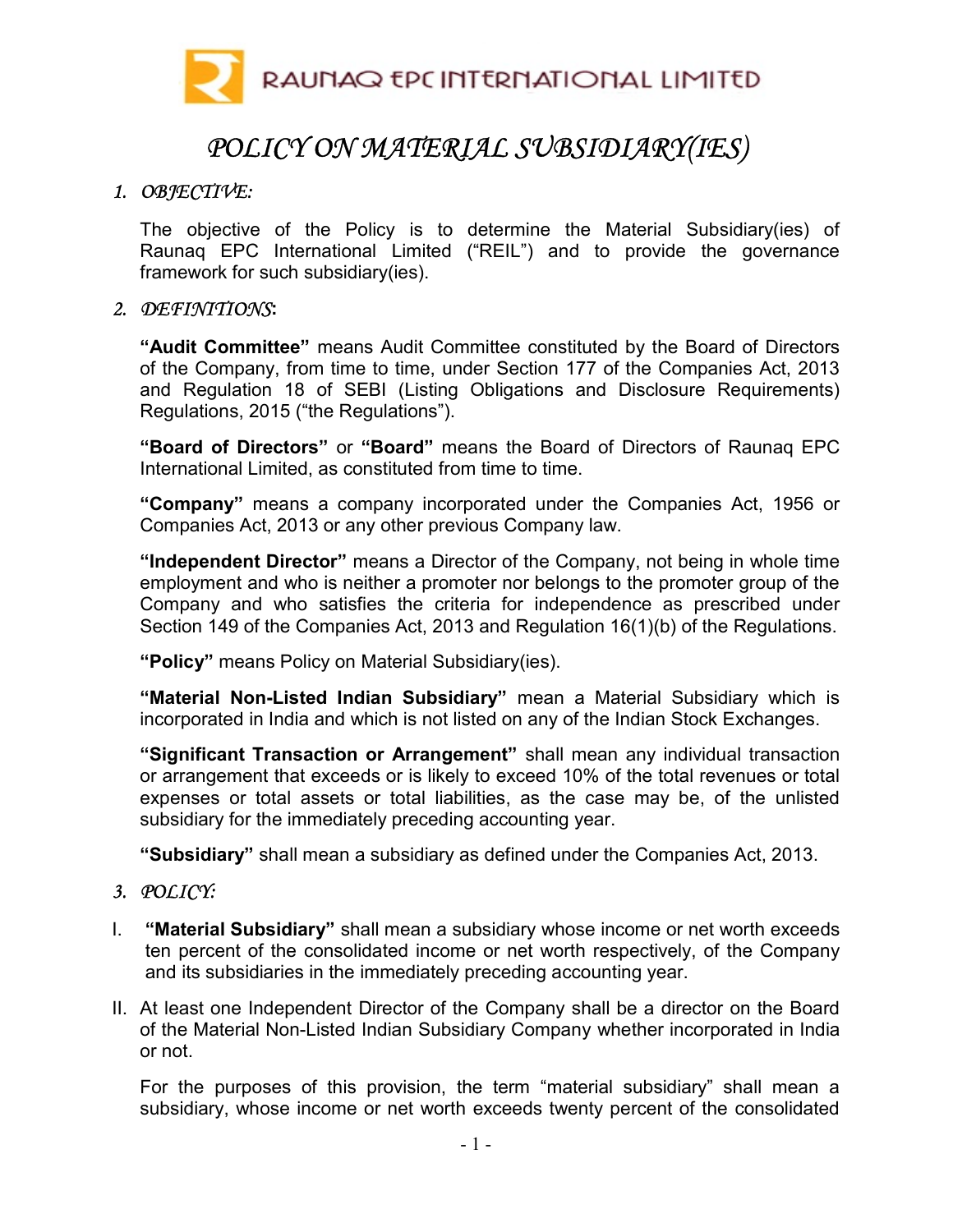RAUNAQ EPC INTERNATIONAL LIMITED

# *POLICY ON MATERIAL SUBSIDIARY(IES)*

## 1. *OBJECTIVE:*

The objective of the Policy is to determine the Material Subsidiary(ies) of Raunaq EPC International Limited ("REIL") and to provide the governance framework for such subsidiary(ies).

## 2. *DEFINITIONS*:

**"Audit Committee"** means Audit Committee constituted by the Board of Directors of the Company, from time to time, under Section 177 of the Companies Act, 2013 and Regulation 18 of SEBI (Listing Obligations and Disclosure Requirements) Regulations, 2015 ("the Regulations").

**"Board of Directors"** or **"Board"** means the Board of Directors of Raunaq EPC International Limited, as constituted from time to time.

**"Company"** means a company incorporated under the Companies Act, 1956 or Companies Act, 2013 or any other previous Company law.

**"Independent Director"** means a Director of the Company, not being in whole time employment and who is neither a promoter nor belongs to the promoter group of the Company and who satisfies the criteria for independence as prescribed under Section 149 of the Companies Act, 2013 and Regulation 16(1)(b) of the Regulations.

**"Policy"** means Policy on Material Subsidiary(ies).

**"Material Non-Listed Indian Subsidiary"** mean a Material Subsidiary which is incorporated in India and which is not listed on any of the Indian Stock Exchanges.

**"Significant Transaction or Arrangement"** shall mean any individual transaction or arrangement that exceeds or is likely to exceed 10% of the total revenues or total expenses or total assets or total liabilities, as the case may be, of the unlisted subsidiary for the immediately preceding accounting year.

**"Subsidiary"** shall mean a subsidiary as defined under the Companies Act, 2013.

## 3. *POLICY:*

I. **"Material Subsidiary"** shall mean a subsidiary whose income or net worth exceeds ten percent of the consolidated income or net worth respectively, of the Company and its subsidiaries in the immediately preceding accounting year.

II. At least one Independent Director of the Company shall be a director on the Board of the Material Non-Listed Indian Subsidiary Company whether incorporated in India or not.

For the purposes of this provision, the term "material subsidiary" shall mean a subsidiary, whose income or net worth exceeds twenty percent of the consolidated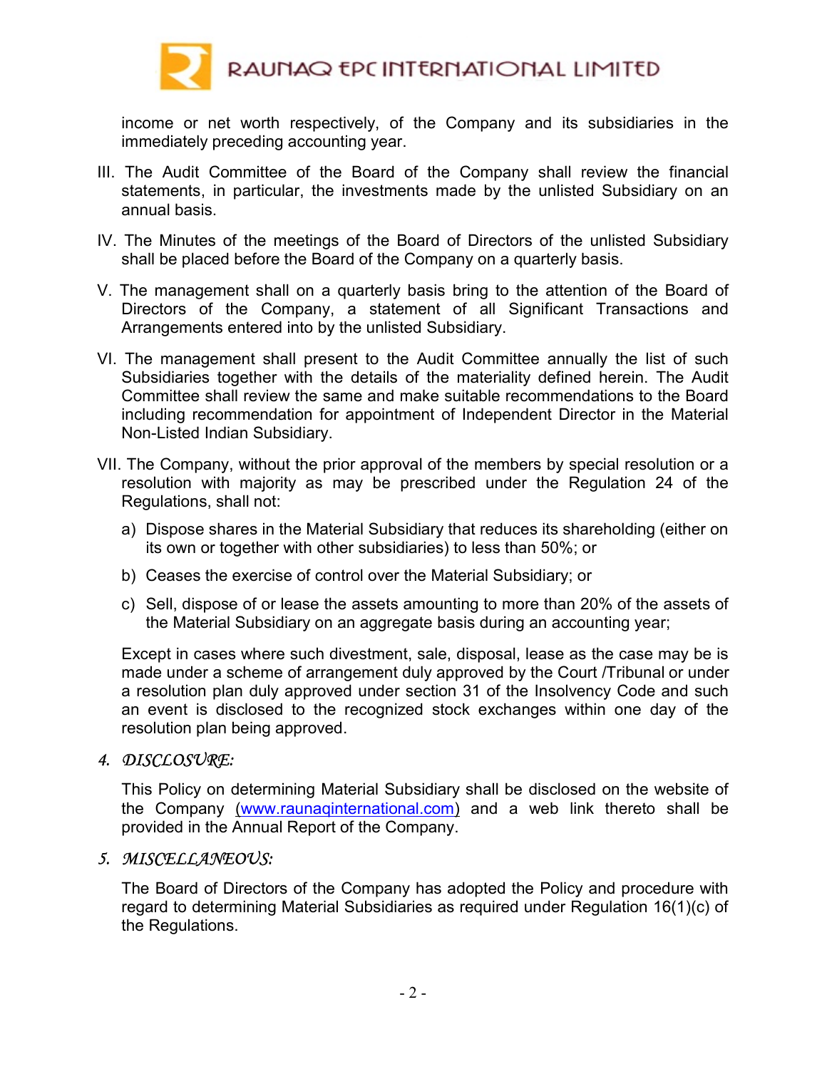income or net worth respectively, of the Company and its subsidiaries in the immediately preceding accounting year.

III. The Audit Committee of the Board of the Company shall review the financial statements, in particular, the investments made by the unlisted Subsidiary on an annual basis.

IV. The Minutes of the meetings of the Board of Directors of the unlisted Subsidiary shall be placed before the Board of the Company on a quarterly basis.

V. The management shall on a quarterly basis bring to the attention of the Board of Directors of the Company, a statement of all Significant Transactions and Arrangements entered into by the unlisted Subsidiary.

VI. The management shall present to the Audit Committee annually the list of such Subsidiaries together with the details of the materiality defined herein. The Audit Committee shall review the same and make suitable recommendations to the Board including recommendation for appointment of Independent Director in the Material Non-Listed Indian Subsidiary.

VII. The Company, without the prior approval of the members by special resolution or a resolution with majority as may be prescribed under the Regulation 24 of the Regulations, shall not:

a) Dispose shares in the Material Subsidiary that reduces its shareholding (either on its own or together with other subsidiaries) to less than 50%; or

b) Ceases the exercise of control over the Material Subsidiary; or

c) Sell, dispose of or lease the assets amounting to more than 20% of the assets of the Material Subsidiary on an aggregate basis during an accounting year;

Except in cases where such divestment, sale, disposal, lease as the case may be is made under a scheme of arrangement duly approved by the Court /Tribunal or under a resolution plan duly approved under section 31 of the Insolvency Code and such an event is disclosed to the recognized stock exchanges within one day of the resolution plan being approved.

## 4. *DISCLOSURE:*

This Policy on determining Material Subsidiary shall be disclosed on the website of the Company (www.raunaqinternational.com) and a web link thereto shall be provided in the Annual Report of the Company.

## 5. *MISCELLANEOUS:*

The Board of Directors of the Company has adopted the Policy and procedure with regard to determining Material Subsidiaries as required under Regulation 16(1)(c) of the Regulations.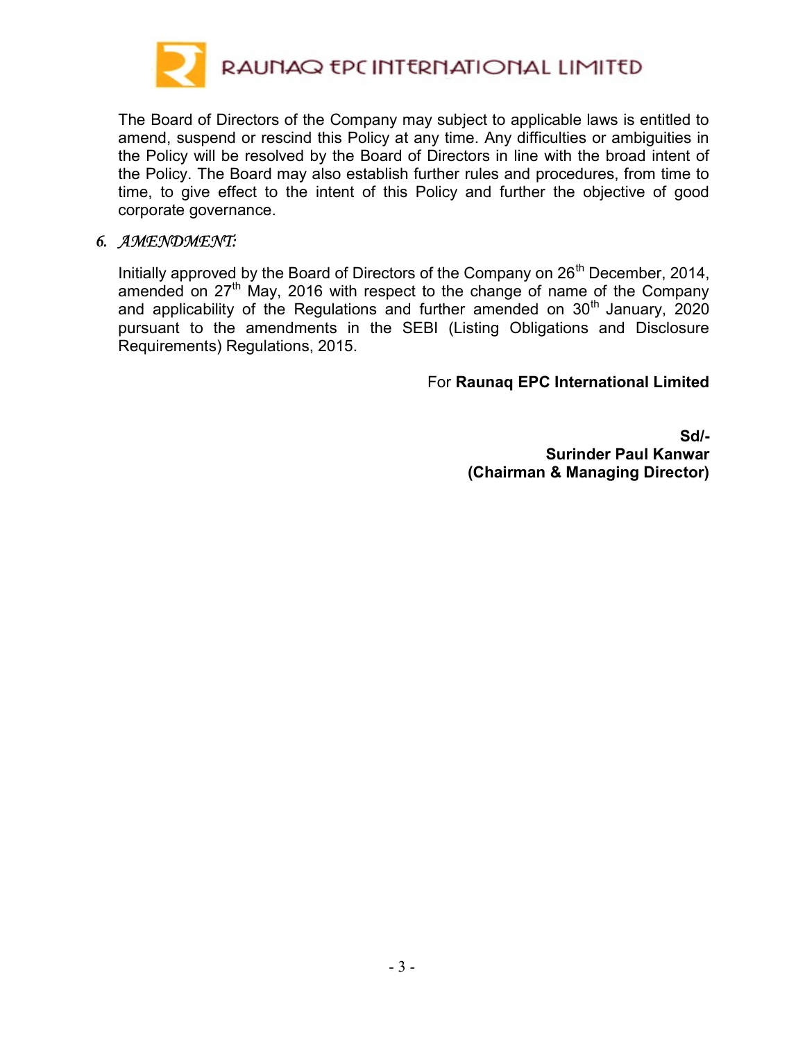The Board of Directors of the Company may subject to applicable laws is entitled to amend, suspend or rescind this Policy at any time. Any difficulties or ambiguities in the Policy will be resolved by the Board of Directors in line with the broad intent of the Policy. The Board may also establish further rules and procedures, from time to time, to give effect to the intent of this Policy and further the objective of good corporate governance.

## 6. *AMENDMENT:*

Initially approved by the Board of Directors of the Company on 26th December, 2014, amended on 27th May, 2016 with respect to the change of name of the Company and applicability of the Regulations and further amended on 30th January, 2020 pursuant to the amendments in the SEBI (Listing Obligations and Disclosure Requirements) Regulations, 2015.

For **Raunaq EPC International Limited**

**Sd/-**
**Surinder Paul Kanwar**
**(Chairman & Managing Director)**